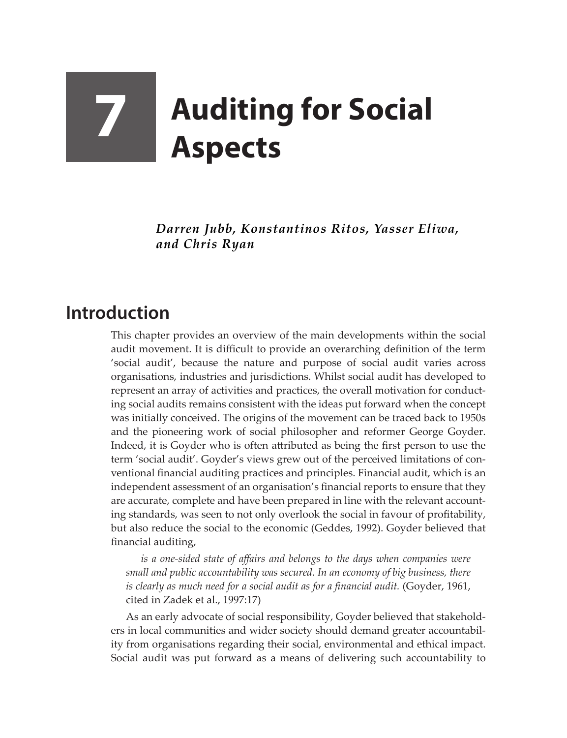# 7 Auditing for Social Aspects

*Darren Jubb, Konstantinos Ritos, Yasser Eliwa, and Chris Ryan*

## Introduction

This chapter provides an overview of the main developments within the social audit movement. It is difficult to provide an overarching definition of the term 'social audit', because the nature and purpose of social audit varies across organisations, industries and jurisdictions. Whilst social audit has developed to represent an array of activities and practices, the overall motivation for conducting social audits remains consistent with the ideas put forward when the concept was initially conceived. The origins of the movement can be traced back to 1950s and the pioneering work of social philosopher and reformer George Goyder. Indeed, it is Goyder who is often attributed as being the first person to use the term 'social audit'. Goyder's views grew out of the perceived limitations of conventional financial auditing practices and principles. Financial audit, which is an independent assessment of an organisation's financial reports to ensure that they are accurate, complete and have been prepared in line with the relevant accounting standards, was seen to not only overlook the social in favour of profitability, but also reduce the social to the economic (Geddes, 1992). Goyder believed that financial auditing,

> *is a one-sided state of affairs and belongs to the days when companies were small and public accountability was secured. In an economy of big business, there is clearly as much need for a social audit as for a financial audit.* (Goyder, 1961, cited in Zadek et al., 1997:17)

As an early advocate of social responsibility, Goyder believed that stakeholders in local communities and wider society should demand greater accountability from organisations regarding their social, environmental and ethical impact. Social audit was put forward as a means of delivering such accountability to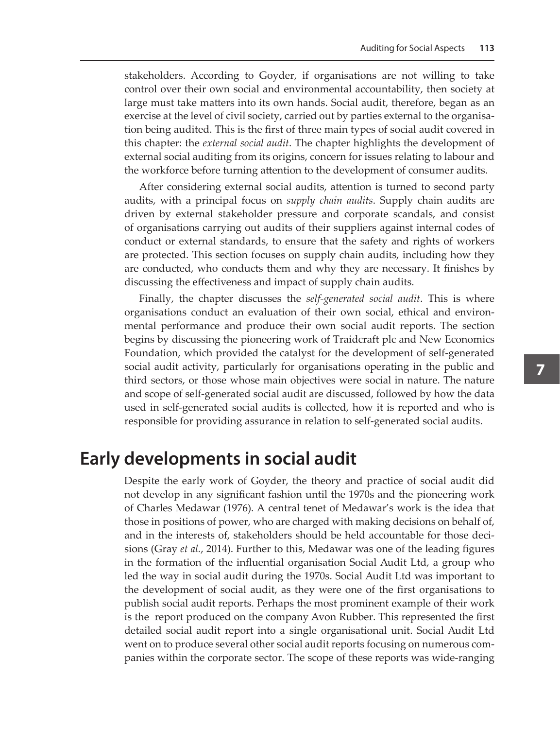stakeholders. According to Goyder, if organisations are not willing to take control over their own social and environmental accountability, then society at large must take matters into its own hands. Social audit, therefore, began as an exercise at the level of civil society, carried out by parties external to the organisation being audited. This is the first of three main types of social audit covered in this chapter: the *external social audit*. The chapter highlights the development of external social auditing from its origins, concern for issues relating to labour and the workforce before turning attention to the development of consumer audits.

After considering external social audits, attention is turned to second party audits, with a principal focus on *supply chain audits*. Supply chain audits are driven by external stakeholder pressure and corporate scandals, and consist of organisations carrying out audits of their suppliers against internal codes of conduct or external standards, to ensure that the safety and rights of workers are protected. This section focuses on supply chain audits, including how they are conducted, who conducts them and why they are necessary. It finishes by discussing the effectiveness and impact of supply chain audits.

Finally, the chapter discusses the *self-generated social audit*. This is where organisations conduct an evaluation of their own social, ethical and environmental performance and produce their own social audit reports. The section begins by discussing the pioneering work of Traidcraft plc and New Economics Foundation, which provided the catalyst for the development of self-generated social audit activity, particularly for organisations operating in the public and third sectors, or those whose main objectives were social in nature. The nature and scope of self-generated social audit are discussed, followed by how the data used in self-generated social audits is collected, how it is reported and who is responsible for providing assurance in relation to self-generated social audits.

## Early developments in social audit

Despite the early work of Goyder, the theory and practice of social audit did not develop in any significant fashion until the 1970s and the pioneering work of Charles Medawar (1976). A central tenet of Medawar's work is the idea that those in positions of power, who are charged with making decisions on behalf of, and in the interests of, stakeholders should be held accountable for those decisions (Gray *et al.*, 2014). Further to this, Medawar was one of the leading figures in the formation of the influential organisation Social Audit Ltd, a group who led the way in social audit during the 1970s. Social Audit Ltd was important to the development of social audit, as they were one of the first organisations to publish social audit reports. Perhaps the most prominent example of their work is the report produced on the company Avon Rubber. This represented the first detailed social audit report into a single organisational unit. Social Audit Ltd went on to produce several other social audit reports focusing on numerous companies within the corporate sector. The scope of these reports was wide-ranging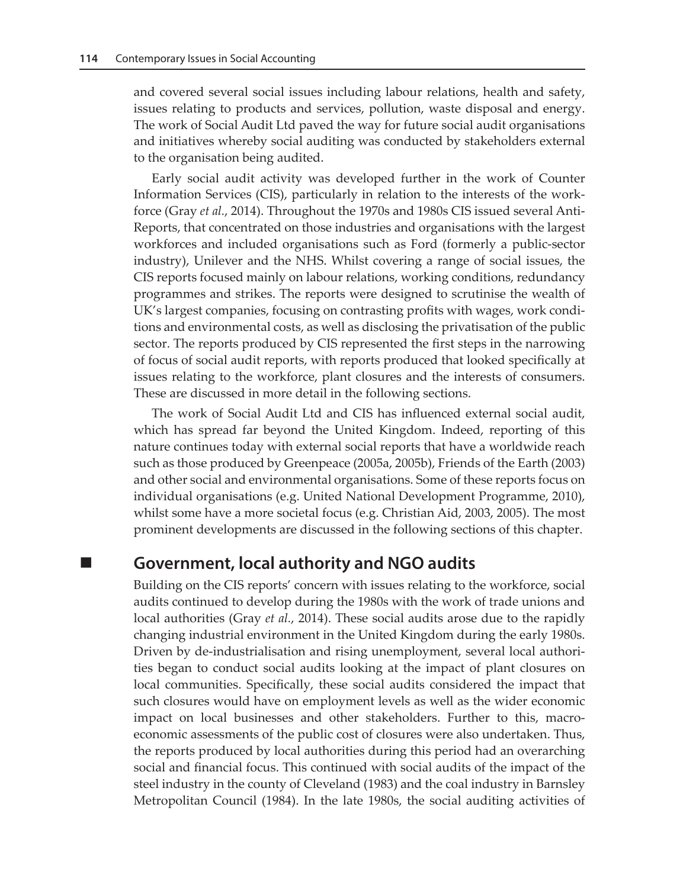and covered several social issues including labour relations, health and safety, issues relating to products and services, pollution, waste disposal and energy. The work of Social Audit Ltd paved the way for future social audit organisations and initiatives whereby social auditing was conducted by stakeholders external to the organisation being audited.

Early social audit activity was developed further in the work of Counter Information Services (CIS), particularly in relation to the interests of the workforce (Gray *et al.*, 2014). Throughout the 1970s and 1980s CIS issued several Anti-Reports, that concentrated on those industries and organisations with the largest workforces and included organisations such as Ford (formerly a public-sector industry), Unilever and the NHS. Whilst covering a range of social issues, the CIS reports focused mainly on labour relations, working conditions, redundancy programmes and strikes. The reports were designed to scrutinise the wealth of UK's largest companies, focusing on contrasting profits with wages, work conditions and environmental costs, as well as disclosing the privatisation of the public sector. The reports produced by CIS represented the first steps in the narrowing of focus of social audit reports, with reports produced that looked specifically at issues relating to the workforce, plant closures and the interests of consumers. These are discussed in more detail in the following sections.

The work of Social Audit Ltd and CIS has influenced external social audit, which has spread far beyond the United Kingdom. Indeed, reporting of this nature continues today with external social reports that have a worldwide reach such as those produced by Greenpeace (2005a, 2005b), Friends of the Earth (2003) and other social and environmental organisations. Some of these reports focus on individual organisations (e.g. United National Development Programme, 2010), whilst some have a more societal focus (e.g. Christian Aid, 2003, 2005). The most prominent developments are discussed in the following sections of this chapter.

## Government, local authority and NGO audits

Building on the CIS reports' concern with issues relating to the workforce, social audits continued to develop during the 1980s with the work of trade unions and local authorities (Gray *et al.*, 2014). These social audits arose due to the rapidly changing industrial environment in the United Kingdom during the early 1980s. Driven by de-industrialisation and rising unemployment, several local authorities began to conduct social audits looking at the impact of plant closures on local communities. Specifically, these social audits considered the impact that such closures would have on employment levels as well as the wider economic impact on local businesses and other stakeholders. Further to this, macroeconomic assessments of the public cost of closures were also undertaken. Thus, the reports produced by local authorities during this period had an overarching social and financial focus. This continued with social audits of the impact of the steel industry in the county of Cleveland (1983) and the coal industry in Barnsley Metropolitan Council (1984). In the late 1980s, the social auditing activities of